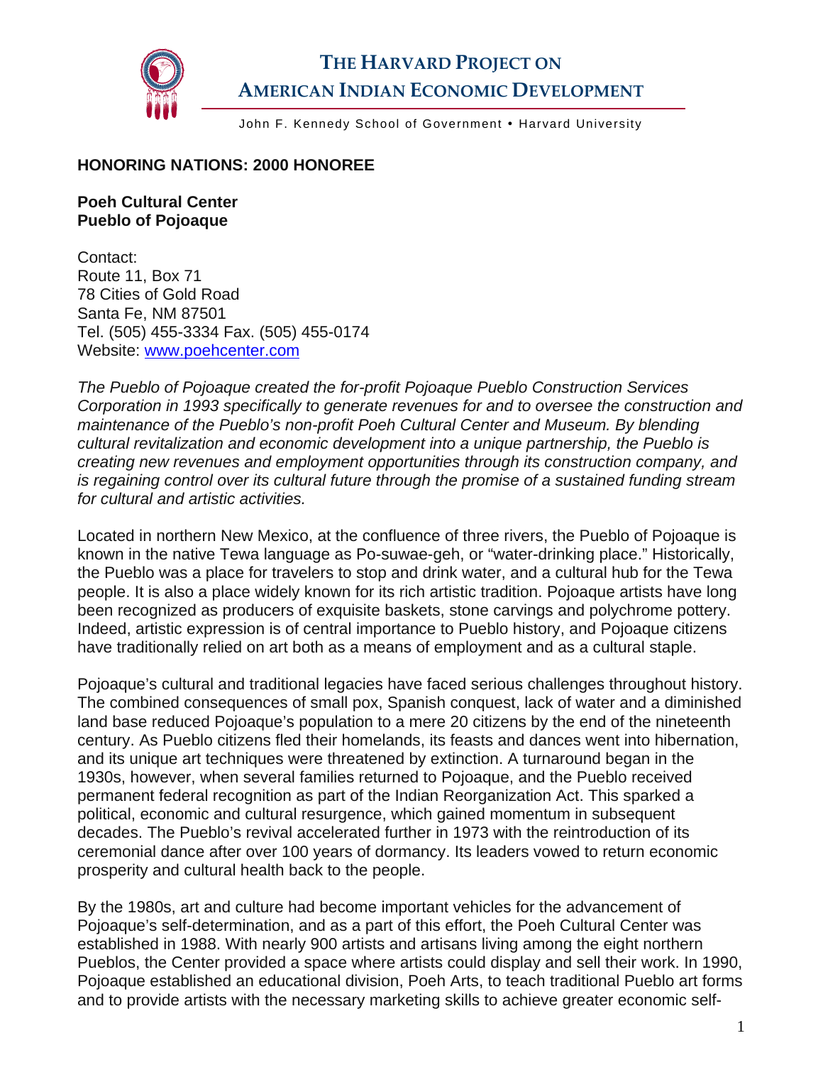# THE HARVARD PROJECT ON AMERICAN INDIAN ECONOMIC DEVELOPMENT

John F. Kennedy School of Government • Harvard University

**HONORING NATIONS: 2000 HONOREE**

**Poeh Cultural Center**
**Pueblo of Pojoaque**

Contact:
Route 11, Box 71
78 Cities of Gold Road
Santa Fe, NM 87501
Tel. (505) 455-3334 Fax. (505) 455-0174
Website: [www.poehcenter.com](www.poehcenter.com)

*The Pueblo of Pojoaque created the for-profit Pojoaque Pueblo Construction Services Corporation in 1993 specifically to generate revenues for and to oversee the construction and maintenance of the Pueblo's non-profit Poeh Cultural Center and Museum. By blending cultural revitalization and economic development into a unique partnership, the Pueblo is creating new revenues and employment opportunities through its construction company, and is regaining control over its cultural future through the promise of a sustained funding stream for cultural and artistic activities.*

Located in northern New Mexico, at the confluence of three rivers, the Pueblo of Pojoaque is known in the native Tewa language as Po-suwae-geh, or "water-drinking place." Historically, the Pueblo was a place for travelers to stop and drink water, and a cultural hub for the Tewa people. It is also a place widely known for its rich artistic tradition. Pojoaque artists have long been recognized as producers of exquisite baskets, stone carvings and polychrome pottery. Indeed, artistic expression is of central importance to Pueblo history, and Pojoaque citizens have traditionally relied on art both as a means of employment and as a cultural staple.

Pojoaque's cultural and traditional legacies have faced serious challenges throughout history. The combined consequences of small pox, Spanish conquest, lack of water and a diminished land base reduced Pojoaque's population to a mere 20 citizens by the end of the nineteenth century. As Pueblo citizens fled their homelands, its feasts and dances went into hibernation, and its unique art techniques were threatened by extinction. A turnaround began in the 1930s, however, when several families returned to Pojoaque, and the Pueblo received permanent federal recognition as part of the Indian Reorganization Act. This sparked a political, economic and cultural resurgence, which gained momentum in subsequent decades. The Pueblo's revival accelerated further in 1973 with the reintroduction of its ceremonial dance after over 100 years of dormancy. Its leaders vowed to return economic prosperity and cultural health back to the people.

By the 1980s, art and culture had become important vehicles for the advancement of Pojoaque's self-determination, and as a part of this effort, the Poeh Cultural Center was established in 1988. With nearly 900 artists and artisans living among the eight northern Pueblos, the Center provided a space where artists could display and sell their work. In 1990, Pojoaque established an educational division, Poeh Arts, to teach traditional Pueblo art forms and to provide artists with the necessary marketing skills to achieve greater economic self-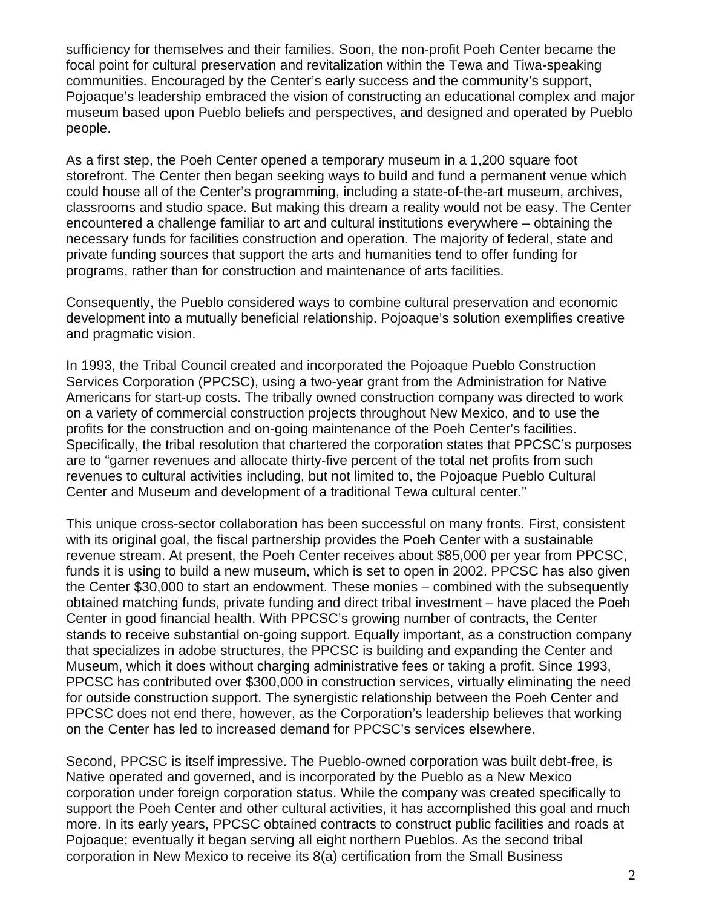sufficiency for themselves and their families. Soon, the non-profit Poeh Center became the focal point for cultural preservation and revitalization within the Tewa and Tiwa-speaking communities. Encouraged by the Center's early success and the community's support, Pojoaque's leadership embraced the vision of constructing an educational complex and major museum based upon Pueblo beliefs and perspectives, and designed and operated by Pueblo people.

As a first step, the Poeh Center opened a temporary museum in a 1,200 square foot storefront. The Center then began seeking ways to build and fund a permanent venue which could house all of the Center's programming, including a state-of-the-art museum, archives, classrooms and studio space. But making this dream a reality would not be easy. The Center encountered a challenge familiar to art and cultural institutions everywhere – obtaining the necessary funds for facilities construction and operation. The majority of federal, state and private funding sources that support the arts and humanities tend to offer funding for programs, rather than for construction and maintenance of arts facilities.

Consequently, the Pueblo considered ways to combine cultural preservation and economic development into a mutually beneficial relationship. Pojoaque's solution exemplifies creative and pragmatic vision.

In 1993, the Tribal Council created and incorporated the Pojoaque Pueblo Construction Services Corporation (PPCSC), using a two-year grant from the Administration for Native Americans for start-up costs. The tribally owned construction company was directed to work on a variety of commercial construction projects throughout New Mexico, and to use the profits for the construction and on-going maintenance of the Poeh Center's facilities. Specifically, the tribal resolution that chartered the corporation states that PPCSC's purposes are to "garner revenues and allocate thirty-five percent of the total net profits from such revenues to cultural activities including, but not limited to, the Pojoaque Pueblo Cultural Center and Museum and development of a traditional Tewa cultural center."

This unique cross-sector collaboration has been successful on many fronts. First, consistent with its original goal, the fiscal partnership provides the Poeh Center with a sustainable revenue stream. At present, the Poeh Center receives about $85,000 per year from PPCSC, funds it is using to build a new museum, which is set to open in 2002. PPCSC has also given the Center $30,000 to start an endowment. These monies – combined with the subsequently obtained matching funds, private funding and direct tribal investment – have placed the Poeh Center in good financial health. With PPCSC's growing number of contracts, the Center stands to receive substantial on-going support. Equally important, as a construction company that specializes in adobe structures, the PPCSC is building and expanding the Center and Museum, which it does without charging administrative fees or taking a profit. Since 1993, PPCSC has contributed over $300,000 in construction services, virtually eliminating the need for outside construction support. The synergistic relationship between the Poeh Center and PPCSC does not end there, however, as the Corporation's leadership believes that working on the Center has led to increased demand for PPCSC's services elsewhere.

Second, PPCSC is itself impressive. The Pueblo-owned corporation was built debt-free, is Native operated and governed, and is incorporated by the Pueblo as a New Mexico corporation under foreign corporation status. While the company was created specifically to support the Poeh Center and other cultural activities, it has accomplished this goal and much more. In its early years, PPCSC obtained contracts to construct public facilities and roads at Pojoaque; eventually it began serving all eight northern Pueblos. As the second tribal corporation in New Mexico to receive its 8(a) certification from the Small Business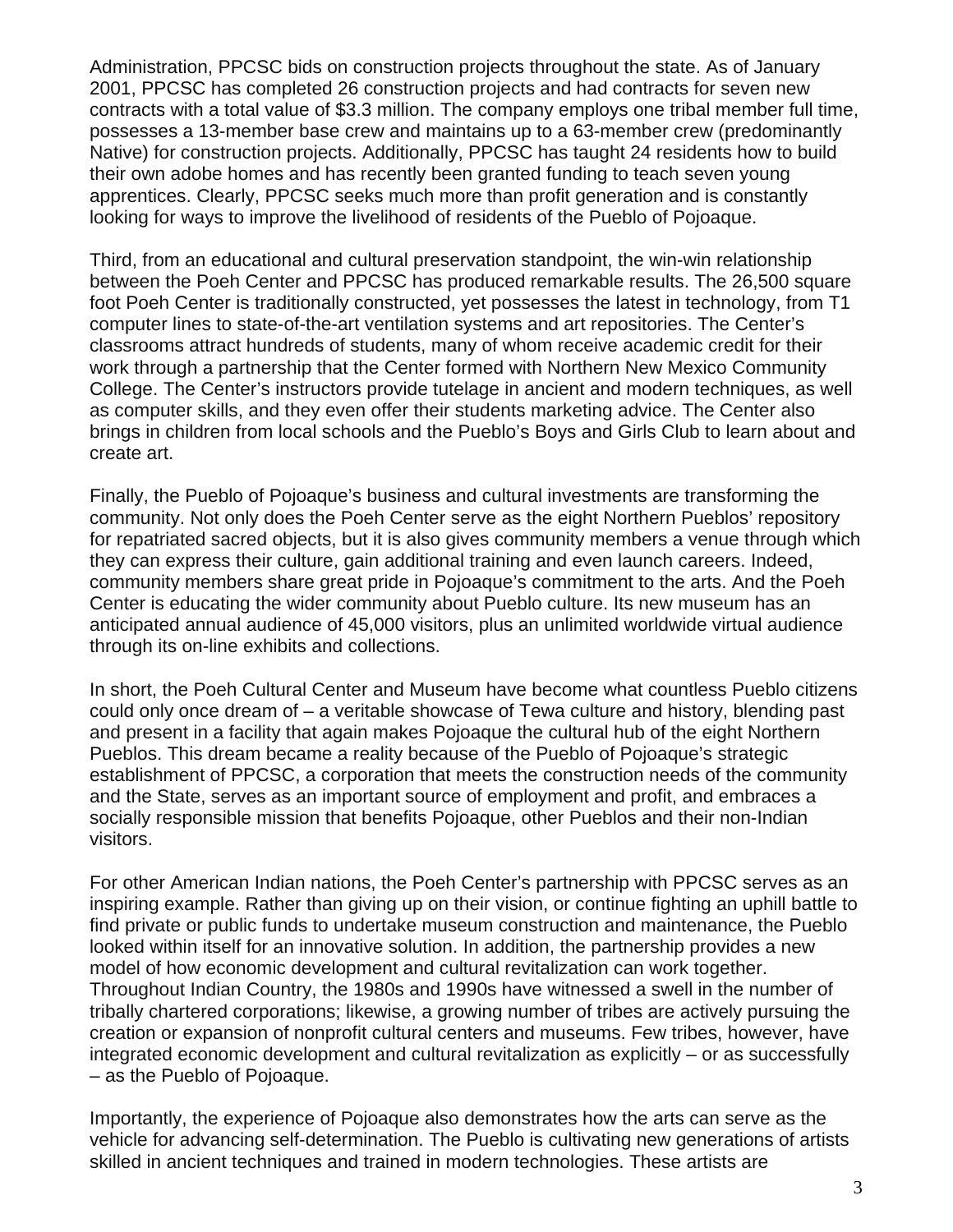Administration, PPCSC bids on construction projects throughout the state. As of January 2001, PPCSC has completed 26 construction projects and had contracts for seven new contracts with a total value of $3.3 million. The company employs one tribal member full time, possesses a 13-member base crew and maintains up to a 63-member crew (predominantly Native) for construction projects. Additionally, PPCSC has taught 24 residents how to build their own adobe homes and has recently been granted funding to teach seven young apprentices. Clearly, PPCSC seeks much more than profit generation and is constantly looking for ways to improve the livelihood of residents of the Pueblo of Pojoaque.

Third, from an educational and cultural preservation standpoint, the win-win relationship between the Poeh Center and PPCSC has produced remarkable results. The 26,500 square foot Poeh Center is traditionally constructed, yet possesses the latest in technology, from T1 computer lines to state-of-the-art ventilation systems and art repositories. The Center's classrooms attract hundreds of students, many of whom receive academic credit for their work through a partnership that the Center formed with Northern New Mexico Community College. The Center's instructors provide tutelage in ancient and modern techniques, as well as computer skills, and they even offer their students marketing advice. The Center also brings in children from local schools and the Pueblo's Boys and Girls Club to learn about and create art.

Finally, the Pueblo of Pojoaque's business and cultural investments are transforming the community. Not only does the Poeh Center serve as the eight Northern Pueblos' repository for repatriated sacred objects, but it is also gives community members a venue through which they can express their culture, gain additional training and even launch careers. Indeed, community members share great pride in Pojoaque's commitment to the arts. And the Poeh Center is educating the wider community about Pueblo culture. Its new museum has an anticipated annual audience of 45,000 visitors, plus an unlimited worldwide virtual audience through its on-line exhibits and collections.

In short, the Poeh Cultural Center and Museum have become what countless Pueblo citizens could only once dream of – a veritable showcase of Tewa culture and history, blending past and present in a facility that again makes Pojoaque the cultural hub of the eight Northern Pueblos. This dream became a reality because of the Pueblo of Pojoaque's strategic establishment of PPCSC, a corporation that meets the construction needs of the community and the State, serves as an important source of employment and profit, and embraces a socially responsible mission that benefits Pojoaque, other Pueblos and their non-Indian visitors.

For other American Indian nations, the Poeh Center's partnership with PPCSC serves as an inspiring example. Rather than giving up on their vision, or continue fighting an uphill battle to find private or public funds to undertake museum construction and maintenance, the Pueblo looked within itself for an innovative solution. In addition, the partnership provides a new model of how economic development and cultural revitalization can work together. Throughout Indian Country, the 1980s and 1990s have witnessed a swell in the number of tribally chartered corporations; likewise, a growing number of tribes are actively pursuing the creation or expansion of nonprofit cultural centers and museums. Few tribes, however, have integrated economic development and cultural revitalization as explicitly – or as successfully – as the Pueblo of Pojoaque.

Importantly, the experience of Pojoaque also demonstrates how the arts can serve as the vehicle for advancing self-determination. The Pueblo is cultivating new generations of artists skilled in ancient techniques and trained in modern technologies. These artists are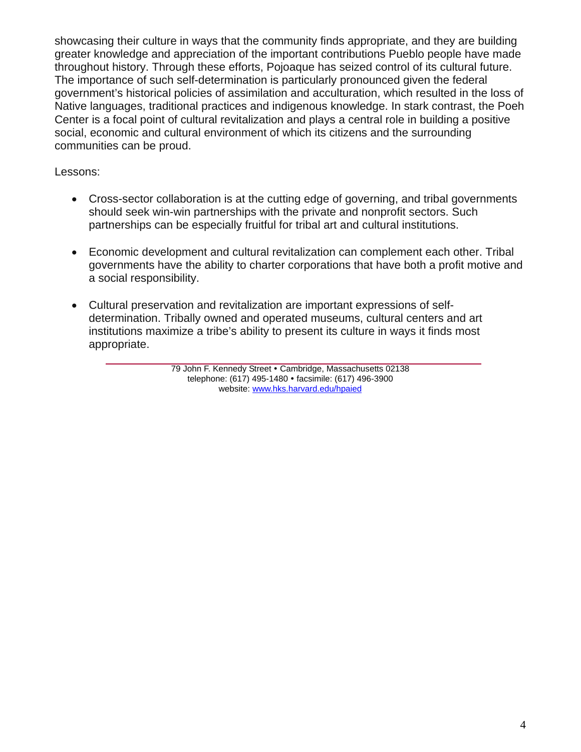showcasing their culture in ways that the community finds appropriate, and they are building greater knowledge and appreciation of the important contributions Pueblo people have made throughout history. Through these efforts, Pojoaque has seized control of its cultural future. The importance of such self-determination is particularly pronounced given the federal government's historical policies of assimilation and acculturation, which resulted in the loss of Native languages, traditional practices and indigenous knowledge. In stark contrast, the Poeh Center is a focal point of cultural revitalization and plays a central role in building a positive social, economic and cultural environment of which its citizens and the surrounding communities can be proud.

Lessons:

- Cross-sector collaboration is at the cutting edge of governing, and tribal governments should seek win-win partnerships with the private and nonprofit sectors. Such partnerships can be especially fruitful for tribal art and cultural institutions.

- Economic development and cultural revitalization can complement each other. Tribal governments have the ability to charter corporations that have both a profit motive and a social responsibility.

- Cultural preservation and revitalization are important expressions of self-determination. Tribally owned and operated museums, cultural centers and art institutions maximize a tribe's ability to present its culture in ways it finds most appropriate.

---

79 John F. Kennedy Street • Cambridge, Massachusetts 02138
telephone: (617) 495-1480 • facsimile: (617) 496-3900
website: www.hks.harvard.edu/hpaied